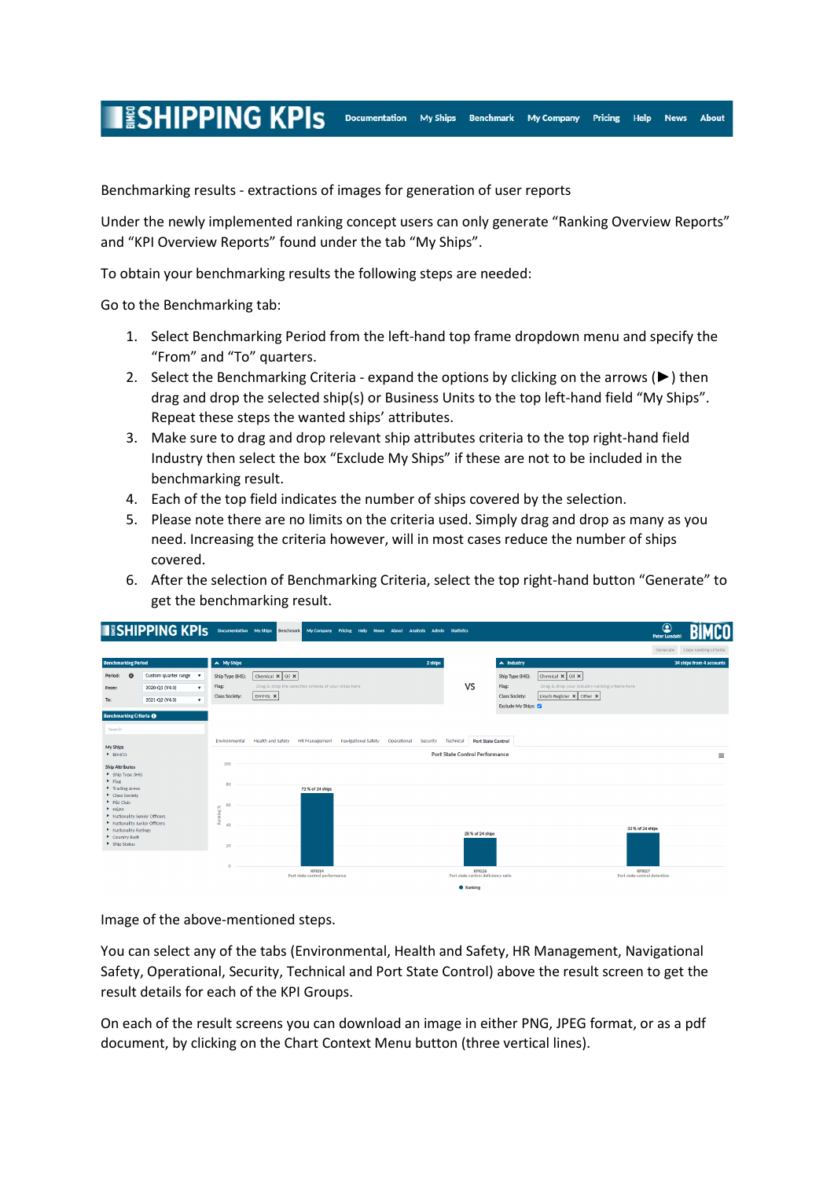Benchmarking results - extractions of images for generation of user reports

Under the newly implemented ranking concept users can only generate “Ranking Overview Reports” and “KPI Overview Reports” found under the tab “My Ships”.

To obtain your benchmarking results the following steps are needed:

Go to the Benchmarking tab:

1. Select Benchmarking Period from the left-hand top frame dropdown menu and specify the “From” and “To” quarters.
2. Select the Benchmarking Criteria - expand the options by clicking on the arrows (▶) then drag and drop the selected ship(s) or Business Units to the top left-hand field “My Ships”. Repeat these steps the wanted ships’ attributes.
3. Make sure to drag and drop relevant ship attributes criteria to the top right-hand field Industry then select the box “Exclude My Ships” if these are not to be included in the benchmarking result.
4. Each of the top field indicates the number of ships covered by the selection.
5. Please note there are no limits on the criteria used. Simply drag and drop as many as you need. Increasing the criteria however, will in most cases reduce the number of ships covered.
6. After the selection of Benchmarking Criteria, select the top right-hand button “Generate” to get the benchmarking result.

Image of the above-mentioned steps.

You can select any of the tabs (Environmental, Health and Safety, HR Management, Navigational Safety, Operational, Security, Technical and Port State Control) above the result screen to get the result details for each of the KPI Groups.

On each of the result screens you can download an image in either PNG, JPEG format, or as a pdf document, by clicking on the Chart Context Menu button (three vertical lines).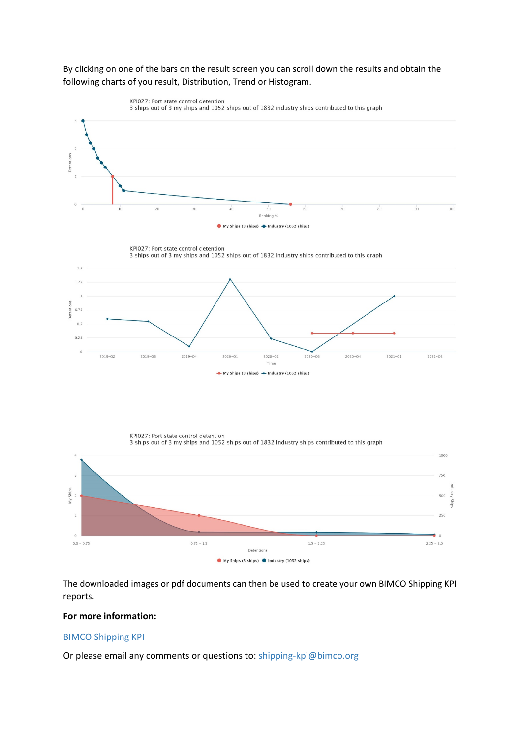By clicking on one of the bars on the result screen you can scroll down the results and obtain the following charts of you result, Distribution, Trend or Histogram.

KPI027: Port state control detention
3 ships out of 3 my ships and 1052 ships out of 1832 industry ships contributed to this graph

Detentions
0
1
2
3
0
10
20
30
40
50
60
70
80
90
100
Ranking %
My Ships (3 ships) Industry (1052 ships)

KPI027: Port state control detention
3 ships out of 3 my ships and 1052 ships out of 1832 industry ships contributed to this graph

Detentions
0
0.25
0.5
0.75
1
1.25
1.5
2019–Q2
2019–Q3
2019–Q4
2020–Q1
2020–Q2
2020–Q3
2020–Q4
2021–Q1
2021–Q2
Time
My Ships (3 ships) Industry (1052 ships)

KPI027: Port state control detention
3 ships out of 3 my ships and 1052 ships out of 1832 industry ships contributed to this graph

My Ships
0
1
2
3
4
Industry Ships
0
250
500
750
1000
0.0 – 0.75
0.75 – 1.5
1.5 – 2.25
2.25 – 3.0
Detentions
My Ships (3 ships) Industry (1052 ships)

The downloaded images or pdf documents can then be used to create your own BIMCO Shipping KPI reports.

**For more information:**

BIMCO Shipping KPI

Or please email any comments or questions to: shipping-kpi@bimco.org